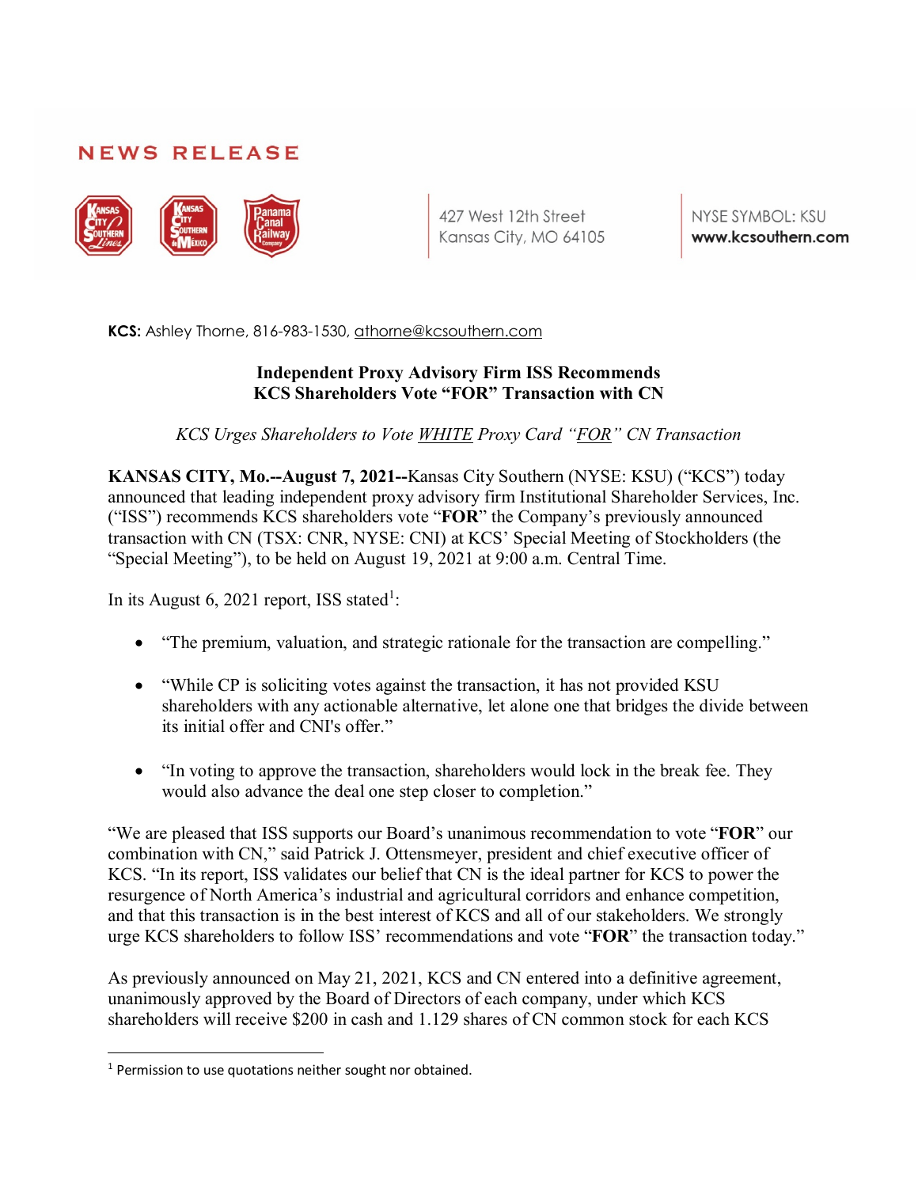## NEWS RELEASE

427 West 12th Street
Kansas City, MO 64105

NYSE SYMBOL: KSU
**www.kcsouthern.com**

**KCS:** Ashley Thorne, 816-983-1530, athorne@kcsouthern.com

# Independent Proxy Advisory Firm ISS Recommends KCS Shareholders Vote "FOR" Transaction with CN

*KCS Urges Shareholders to Vote WHITE Proxy Card "FOR" CN Transaction*

**KANSAS CITY, Mo.--August 7, 2021--**Kansas City Southern (NYSE: KSU) ("KCS") today announced that leading independent proxy advisory firm Institutional Shareholder Services, Inc. ("ISS") recommends KCS shareholders vote "**FOR**" the Company's previously announced transaction with CN (TSX: CNR, NYSE: CNI) at KCS' Special Meeting of Stockholders (the "Special Meeting"), to be held on August 19, 2021 at 9:00 a.m. Central Time.

In its August 6, 2021 report, ISS stated[1]:

- "The premium, valuation, and strategic rationale for the transaction are compelling."
- "While CP is soliciting votes against the transaction, it has not provided KSU shareholders with any actionable alternative, let alone one that bridges the divide between its initial offer and CNI's offer."
- "In voting to approve the transaction, shareholders would lock in the break fee. They would also advance the deal one step closer to completion."

"We are pleased that ISS supports our Board's unanimous recommendation to vote "**FOR**" our combination with CN," said Patrick J. Ottensmeyer, president and chief executive officer of KCS. "In its report, ISS validates our belief that CN is the ideal partner for KCS to power the resurgence of North America's industrial and agricultural corridors and enhance competition, and that this transaction is in the best interest of KCS and all of our stakeholders. We strongly urge KCS shareholders to follow ISS' recommendations and vote "**FOR**" the transaction today."

As previously announced on May 21, 2021, KCS and CN entered into a definitive agreement, unanimously approved by the Board of Directors of each company, under which KCS shareholders will receive $200 in cash and 1.129 shares of CN common stock for each KCS

[1] Permission to use quotations neither sought nor obtained.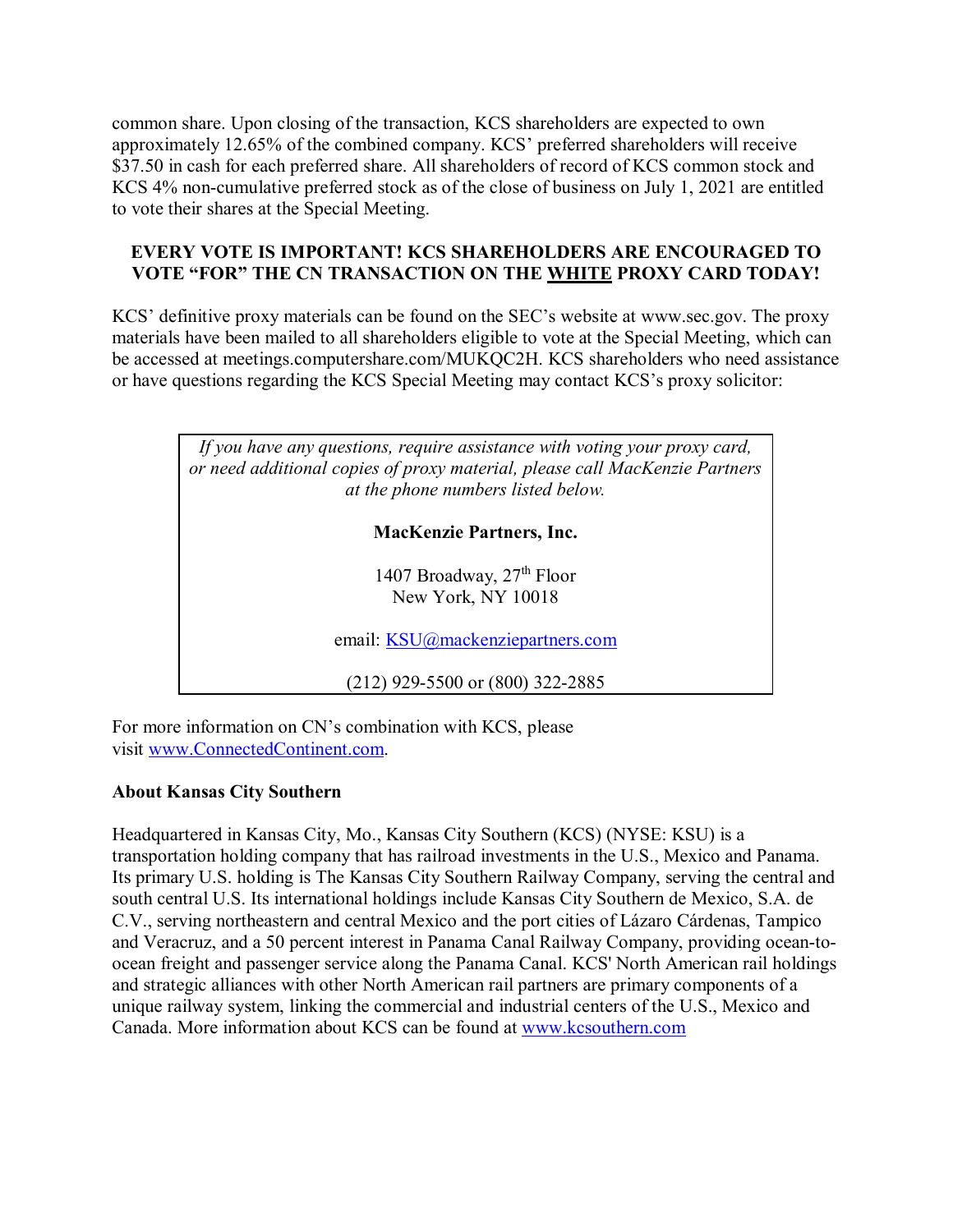common share. Upon closing of the transaction, KCS shareholders are expected to own approximately 12.65% of the combined company. KCS' preferred shareholders will receive $37.50 in cash for each preferred share. All shareholders of record of KCS common stock and KCS 4% non-cumulative preferred stock as of the close of business on July 1, 2021 are entitled to vote their shares at the Special Meeting.

**EVERY VOTE IS IMPORTANT! KCS SHAREHOLDERS ARE ENCOURAGED TO VOTE "FOR" THE CN TRANSACTION ON THE WHITE PROXY CARD TODAY!**

KCS' definitive proxy materials can be found on the SEC's website at www.sec.gov. The proxy materials have been mailed to all shareholders eligible to vote at the Special Meeting, which can be accessed at meetings.computershare.com/MUKQC2H. KCS shareholders who need assistance or have questions regarding the KCS Special Meeting may contact KCS's proxy solicitor:

*If you have any questions, require assistance with voting your proxy card, or need additional copies of proxy material, please call MacKenzie Partners at the phone numbers listed below.*

**MacKenzie Partners, Inc.**

1407 Broadway, 27th Floor
New York, NY 10018

email: KSU@mackenziepartners.com

(212) 929-5500 or (800) 322-2885

For more information on CN's combination with KCS, please visit www.ConnectedContinent.com.

**About Kansas City Southern**

Headquartered in Kansas City, Mo., Kansas City Southern (KCS) (NYSE: KSU) is a transportation holding company that has railroad investments in the U.S., Mexico and Panama. Its primary U.S. holding is The Kansas City Southern Railway Company, serving the central and south central U.S. Its international holdings include Kansas City Southern de Mexico, S.A. de C.V., serving northeastern and central Mexico and the port cities of Lázaro Cárdenas, Tampico and Veracruz, and a 50 percent interest in Panama Canal Railway Company, providing ocean-to-ocean freight and passenger service along the Panama Canal. KCS' North American rail holdings and strategic alliances with other North American rail partners are primary components of a unique railway system, linking the commercial and industrial centers of the U.S., Mexico and Canada. More information about KCS can be found at www.kcsouthern.com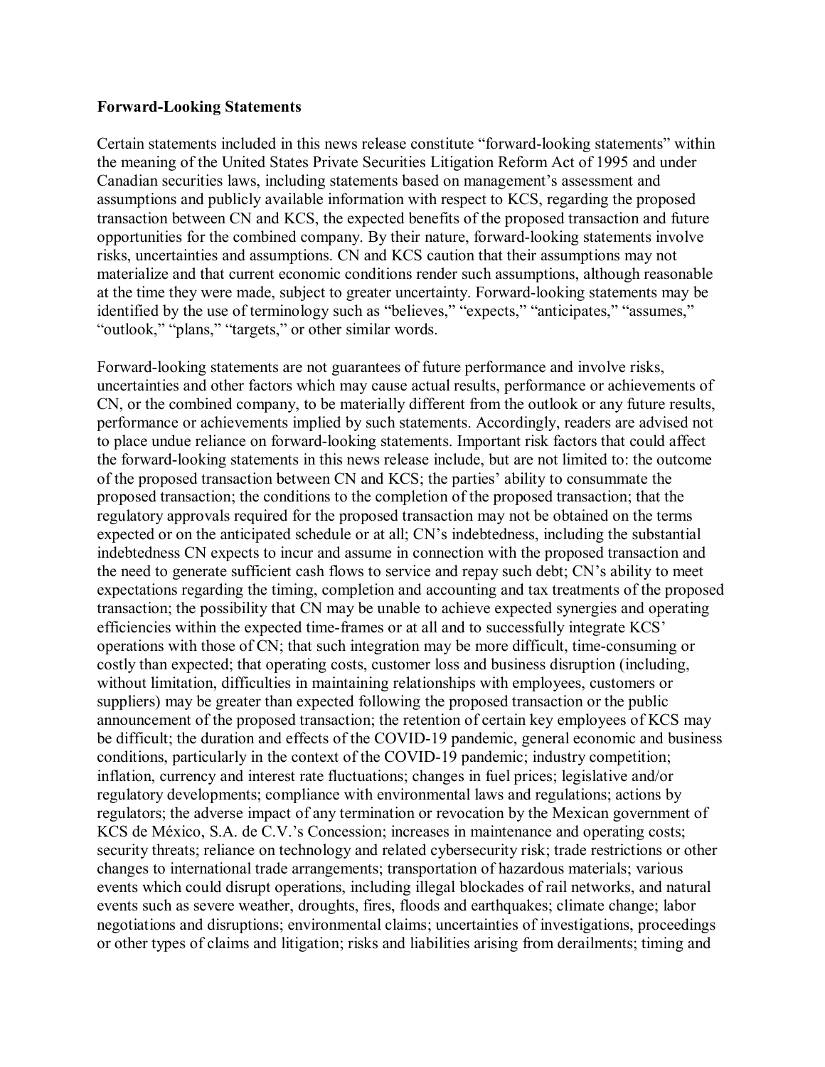**Forward-Looking Statements**

Certain statements included in this news release constitute "forward-looking statements" within the meaning of the United States Private Securities Litigation Reform Act of 1995 and under Canadian securities laws, including statements based on management's assessment and assumptions and publicly available information with respect to KCS, regarding the proposed transaction between CN and KCS, the expected benefits of the proposed transaction and future opportunities for the combined company. By their nature, forward-looking statements involve risks, uncertainties and assumptions. CN and KCS caution that their assumptions may not materialize and that current economic conditions render such assumptions, although reasonable at the time they were made, subject to greater uncertainty. Forward-looking statements may be identified by the use of terminology such as "believes," "expects," "anticipates," "assumes," "outlook," "plans," "targets," or other similar words.

Forward-looking statements are not guarantees of future performance and involve risks, uncertainties and other factors which may cause actual results, performance or achievements of CN, or the combined company, to be materially different from the outlook or any future results, performance or achievements implied by such statements. Accordingly, readers are advised not to place undue reliance on forward-looking statements. Important risk factors that could affect the forward-looking statements in this news release include, but are not limited to: the outcome of the proposed transaction between CN and KCS; the parties' ability to consummate the proposed transaction; the conditions to the completion of the proposed transaction; that the regulatory approvals required for the proposed transaction may not be obtained on the terms expected or on the anticipated schedule or at all; CN's indebtedness, including the substantial indebtedness CN expects to incur and assume in connection with the proposed transaction and the need to generate sufficient cash flows to service and repay such debt; CN's ability to meet expectations regarding the timing, completion and accounting and tax treatments of the proposed transaction; the possibility that CN may be unable to achieve expected synergies and operating efficiencies within the expected time-frames or at all and to successfully integrate KCS' operations with those of CN; that such integration may be more difficult, time-consuming or costly than expected; that operating costs, customer loss and business disruption (including, without limitation, difficulties in maintaining relationships with employees, customers or suppliers) may be greater than expected following the proposed transaction or the public announcement of the proposed transaction; the retention of certain key employees of KCS may be difficult; the duration and effects of the COVID-19 pandemic, general economic and business conditions, particularly in the context of the COVID-19 pandemic; industry competition; inflation, currency and interest rate fluctuations; changes in fuel prices; legislative and/or regulatory developments; compliance with environmental laws and regulations; actions by regulators; the adverse impact of any termination or revocation by the Mexican government of KCS de México, S.A. de C.V.'s Concession; increases in maintenance and operating costs; security threats; reliance on technology and related cybersecurity risk; trade restrictions or other changes to international trade arrangements; transportation of hazardous materials; various events which could disrupt operations, including illegal blockades of rail networks, and natural events such as severe weather, droughts, fires, floods and earthquakes; climate change; labor negotiations and disruptions; environmental claims; uncertainties of investigations, proceedings or other types of claims and litigation; risks and liabilities arising from derailments; timing and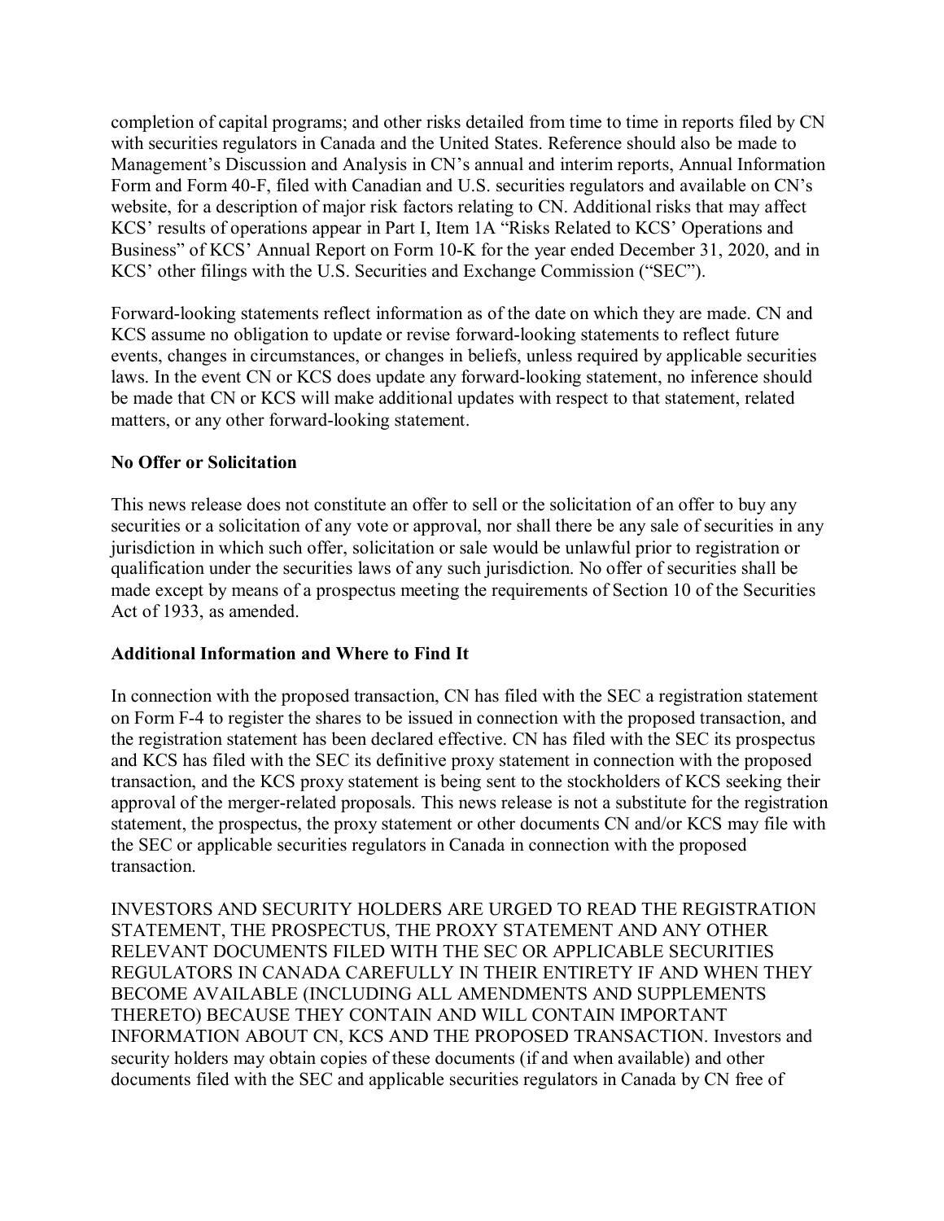completion of capital programs; and other risks detailed from time to time in reports filed by CN with securities regulators in Canada and the United States. Reference should also be made to Management's Discussion and Analysis in CN's annual and interim reports, Annual Information Form and Form 40-F, filed with Canadian and U.S. securities regulators and available on CN's website, for a description of major risk factors relating to CN. Additional risks that may affect KCS' results of operations appear in Part I, Item 1A "Risks Related to KCS' Operations and Business" of KCS' Annual Report on Form 10-K for the year ended December 31, 2020, and in KCS' other filings with the U.S. Securities and Exchange Commission ("SEC").

Forward-looking statements reflect information as of the date on which they are made. CN and KCS assume no obligation to update or revise forward-looking statements to reflect future events, changes in circumstances, or changes in beliefs, unless required by applicable securities laws. In the event CN or KCS does update any forward-looking statement, no inference should be made that CN or KCS will make additional updates with respect to that statement, related matters, or any other forward-looking statement.

**No Offer or Solicitation**

This news release does not constitute an offer to sell or the solicitation of an offer to buy any securities or a solicitation of any vote or approval, nor shall there be any sale of securities in any jurisdiction in which such offer, solicitation or sale would be unlawful prior to registration or qualification under the securities laws of any such jurisdiction. No offer of securities shall be made except by means of a prospectus meeting the requirements of Section 10 of the Securities Act of 1933, as amended.

**Additional Information and Where to Find It**

In connection with the proposed transaction, CN has filed with the SEC a registration statement on Form F-4 to register the shares to be issued in connection with the proposed transaction, and the registration statement has been declared effective. CN has filed with the SEC its prospectus and KCS has filed with the SEC its definitive proxy statement in connection with the proposed transaction, and the KCS proxy statement is being sent to the stockholders of KCS seeking their approval of the merger-related proposals. This news release is not a substitute for the registration statement, the prospectus, the proxy statement or other documents CN and/or KCS may file with the SEC or applicable securities regulators in Canada in connection with the proposed transaction.

INVESTORS AND SECURITY HOLDERS ARE URGED TO READ THE REGISTRATION STATEMENT, THE PROSPECTUS, THE PROXY STATEMENT AND ANY OTHER RELEVANT DOCUMENTS FILED WITH THE SEC OR APPLICABLE SECURITIES REGULATORS IN CANADA CAREFULLY IN THEIR ENTIRETY IF AND WHEN THEY BECOME AVAILABLE (INCLUDING ALL AMENDMENTS AND SUPPLEMENTS THERETO) BECAUSE THEY CONTAIN AND WILL CONTAIN IMPORTANT INFORMATION ABOUT CN, KCS AND THE PROPOSED TRANSACTION. Investors and security holders may obtain copies of these documents (if and when available) and other documents filed with the SEC and applicable securities regulators in Canada by CN free of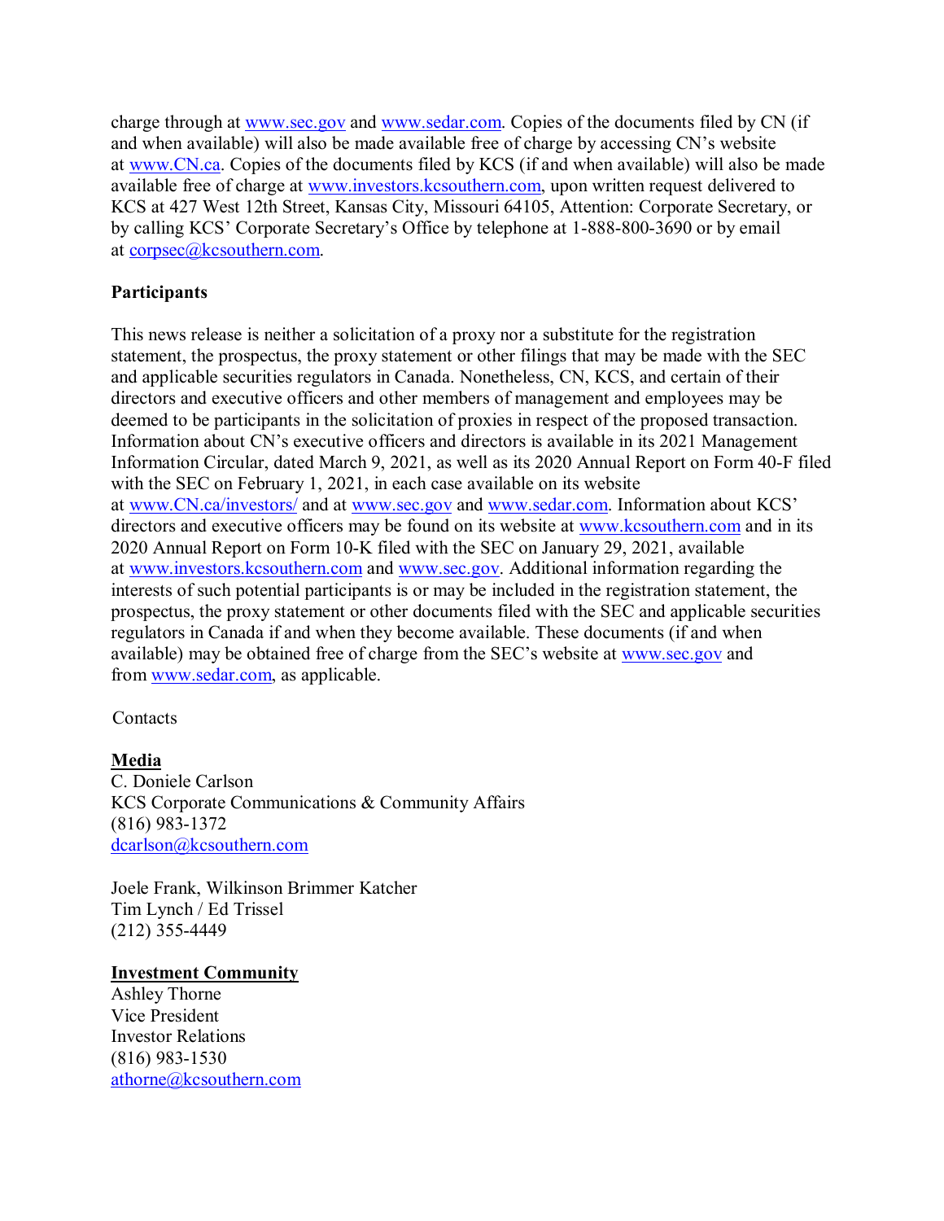charge through at www.sec.gov and www.sedar.com. Copies of the documents filed by CN (if and when available) will also be made available free of charge by accessing CN's website at www.CN.ca. Copies of the documents filed by KCS (if and when available) will also be made available free of charge at www.investors.kcsouthern.com, upon written request delivered to KCS at 427 West 12th Street, Kansas City, Missouri 64105, Attention: Corporate Secretary, or by calling KCS' Corporate Secretary's Office by telephone at 1-888-800-3690 or by email at corpsec@kcsouthern.com.

**Participants**

This news release is neither a solicitation of a proxy nor a substitute for the registration statement, the prospectus, the proxy statement or other filings that may be made with the SEC and applicable securities regulators in Canada. Nonetheless, CN, KCS, and certain of their directors and executive officers and other members of management and employees may be deemed to be participants in the solicitation of proxies in respect of the proposed transaction. Information about CN's executive officers and directors is available in its 2021 Management Information Circular, dated March 9, 2021, as well as its 2020 Annual Report on Form 40-F filed with the SEC on February 1, 2021, in each case available on its website at www.CN.ca/investors/ and at www.sec.gov and www.sedar.com. Information about KCS' directors and executive officers may be found on its website at www.kcsouthern.com and in its 2020 Annual Report on Form 10-K filed with the SEC on January 29, 2021, available at www.investors.kcsouthern.com and www.sec.gov. Additional information regarding the interests of such potential participants is or may be included in the registration statement, the prospectus, the proxy statement or other documents filed with the SEC and applicable securities regulators in Canada if and when they become available. These documents (if and when available) may be obtained free of charge from the SEC's website at www.sec.gov and from www.sedar.com, as applicable.

Contacts

**Media**
C. Doniele Carlson
KCS Corporate Communications & Community Affairs
(816) 983-1372
dcarlson@kcsouthern.com

Joele Frank, Wilkinson Brimmer Katcher
Tim Lynch / Ed Trissel
(212) 355-4449

**Investment Community**
Ashley Thorne
Vice President
Investor Relations
(816) 983-1530
athorne@kcsouthern.com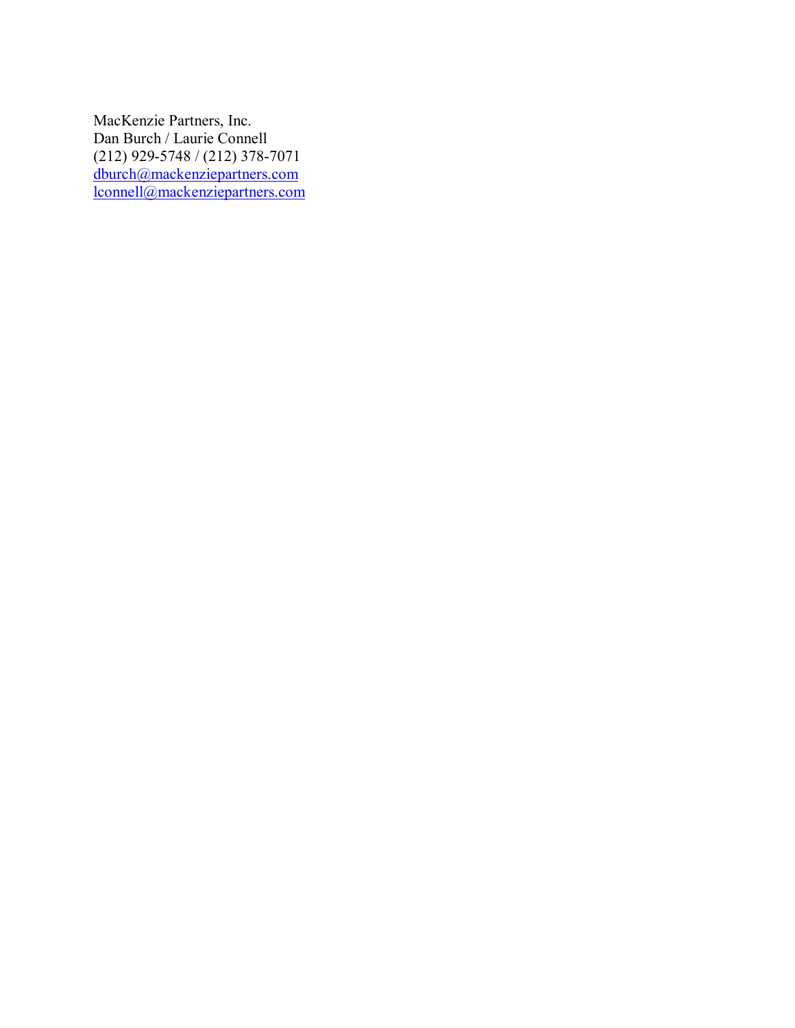MacKenzie Partners, Inc.
Dan Burch / Laurie Connell
(212) 929-5748 / (212) 378-7071
dburch@mackenziepartners.com
lconnell@mackenziepartners.com